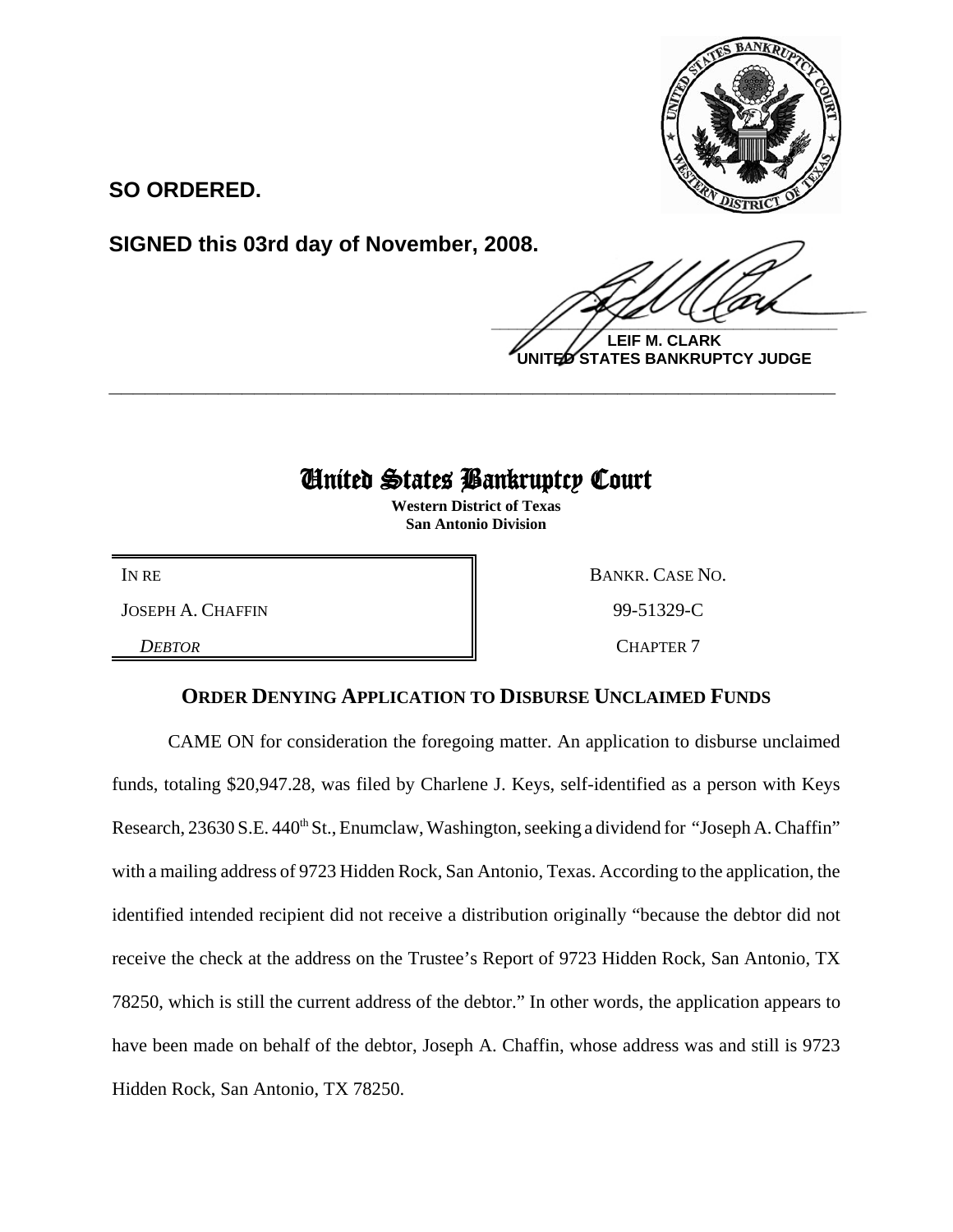**SO ORDERED.**

**SIGNED this 03rd day of November, 2008.**

**LEIF M. CLARK**
**UNITED STATES BANKRUPTCY JUDGE**

---

# United States Bankruptcy Court

**Western District of Texas**
**San Antonio Division**

| | |
|---|---|
| IN RE | BANKR. CASE NO. |
| JOSEPH A. CHAFFIN | 99-51329-C |
| *DEBTOR* | CHAPTER 7 |

## ORDER DENYING APPLICATION TO DISBURSE UNCLAIMED FUNDS

CAME ON for consideration the foregoing matter. An application to disburse unclaimed funds, totaling $20,947.28, was filed by Charlene J. Keys, self-identified as a person with Keys Research, 23630 S.E. 440th St., Enumclaw, Washington, seeking a dividend for "Joseph A. Chaffin" with a mailing address of 9723 Hidden Rock, San Antonio, Texas. According to the application, the identified intended recipient did not receive a distribution originally "because the debtor did not receive the check at the address on the Trustee's Report of 9723 Hidden Rock, San Antonio, TX 78250, which is still the current address of the debtor." In other words, the application appears to have been made on behalf of the debtor, Joseph A. Chaffin, whose address was and still is 9723 Hidden Rock, San Antonio, TX 78250.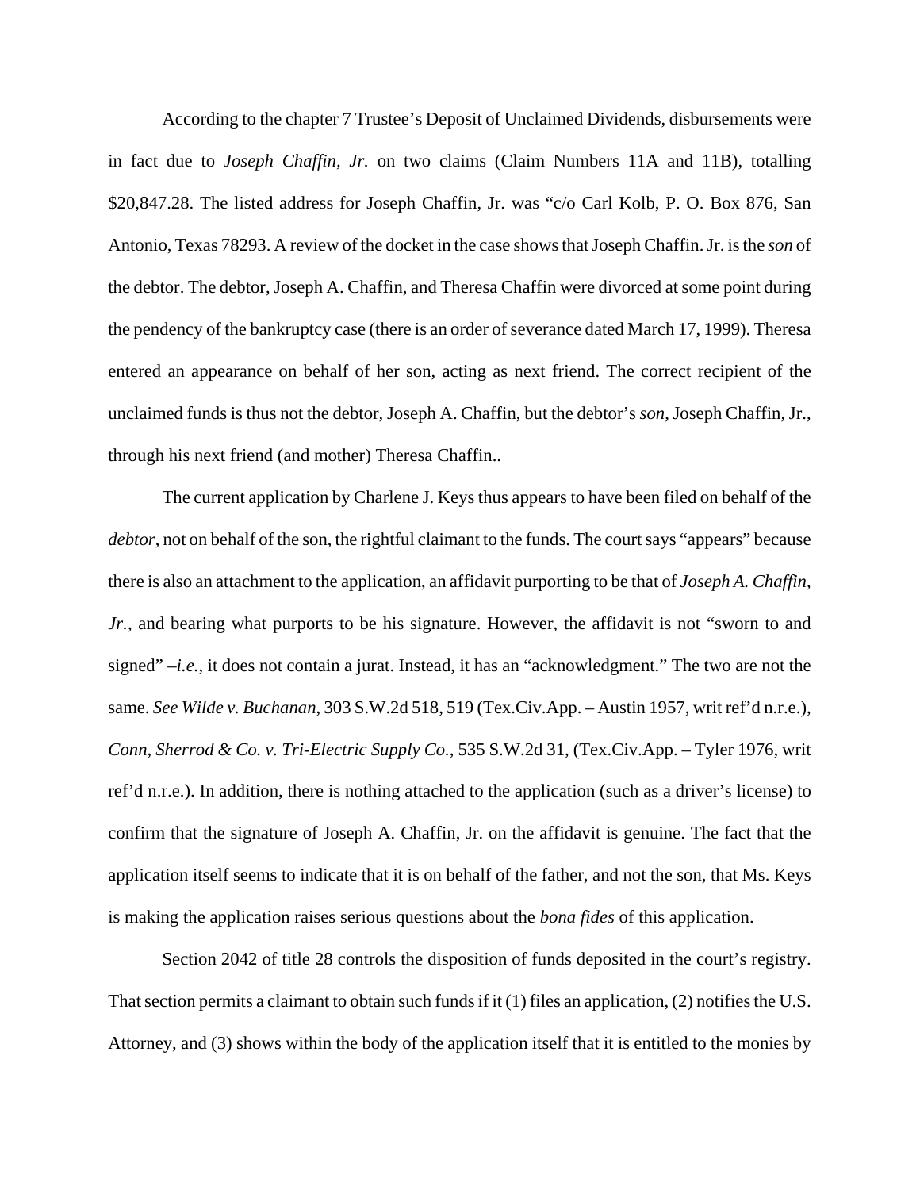According to the chapter 7 Trustee's Deposit of Unclaimed Dividends, disbursements were in fact due to *Joseph Chaffin, Jr.* on two claims (Claim Numbers 11A and 11B), totalling $20,847.28. The listed address for Joseph Chaffin, Jr. was "c/o Carl Kolb, P. O. Box 876, San Antonio, Texas 78293. A review of the docket in the case shows that Joseph Chaffin. Jr. is the *son* of the debtor. The debtor, Joseph A. Chaffin, and Theresa Chaffin were divorced at some point during the pendency of the bankruptcy case (there is an order of severance dated March 17, 1999). Theresa entered an appearance on behalf of her son, acting as next friend. The correct recipient of the unclaimed funds is thus not the debtor, Joseph A. Chaffin, but the debtor's *son*, Joseph Chaffin, Jr., through his next friend (and mother) Theresa Chaffin..

The current application by Charlene J. Keys thus appears to have been filed on behalf of the *debtor*, not on behalf of the son, the rightful claimant to the funds. The court says "appears" because there is also an attachment to the application, an affidavit purporting to be that of *Joseph A. Chaffin, Jr.*, and bearing what purports to be his signature. However, the affidavit is not "sworn to and signed" –*i.e.*, it does not contain a jurat. Instead, it has an "acknowledgment." The two are not the same. *See Wilde v. Buchanan*, 303 S.W.2d 518, 519 (Tex.Civ.App. – Austin 1957, writ ref'd n.r.e.), *Conn, Sherrod & Co. v. Tri-Electric Supply Co.*, 535 S.W.2d 31, (Tex.Civ.App. – Tyler 1976, writ ref'd n.r.e.). In addition, there is nothing attached to the application (such as a driver's license) to confirm that the signature of Joseph A. Chaffin, Jr. on the affidavit is genuine. The fact that the application itself seems to indicate that it is on behalf of the father, and not the son, that Ms. Keys is making the application raises serious questions about the *bona fides* of this application.

Section 2042 of title 28 controls the disposition of funds deposited in the court's registry. That section permits a claimant to obtain such funds if it (1) files an application, (2) notifies the U.S. Attorney, and (3) shows within the body of the application itself that it is entitled to the monies by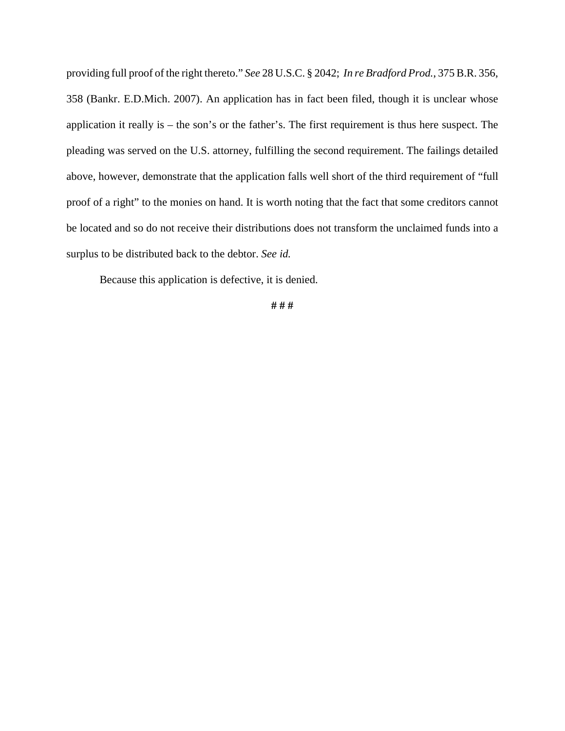providing full proof of the right thereto." *See* 28 U.S.C. § 2042; *In re Bradford Prod.*, 375 B.R. 356, 358 (Bankr. E.D.Mich. 2007). An application has in fact been filed, though it is unclear whose application it really is – the son's or the father's. The first requirement is thus here suspect. The pleading was served on the U.S. attorney, fulfilling the second requirement. The failings detailed above, however, demonstrate that the application falls well short of the third requirement of "full proof of a right" to the monies on hand. It is worth noting that the fact that some creditors cannot be located and so do not receive their distributions does not transform the unclaimed funds into a surplus to be distributed back to the debtor. *See id.*

Because this application is defective, it is denied.

# # #